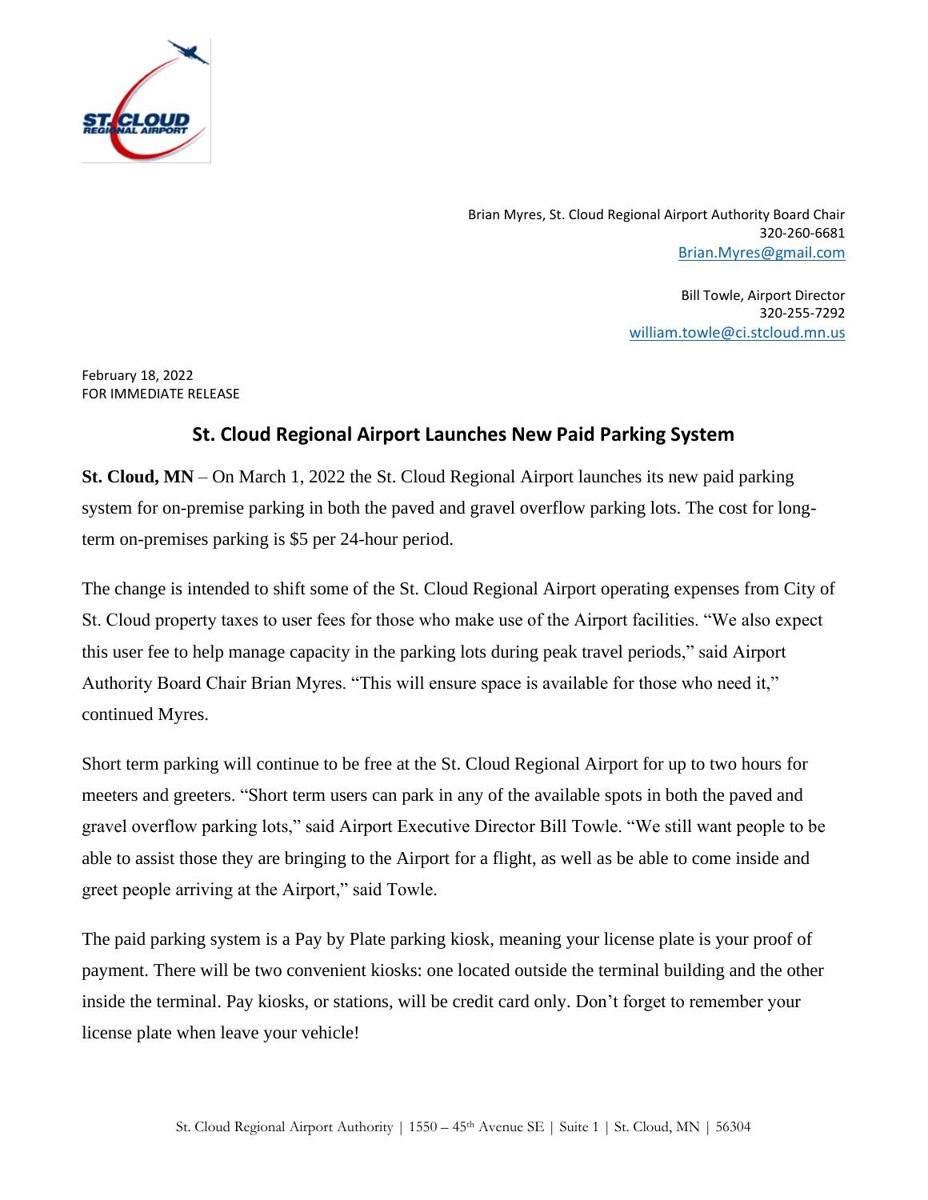Brian Myres, St. Cloud Regional Airport Authority Board Chair
320-260-6681
Brian.Myres@gmail.com

Bill Towle, Airport Director
320-255-7292
william.towle@ci.stcloud.mn.us

February 18, 2022
FOR IMMEDIATE RELEASE

## St. Cloud Regional Airport Launches New Paid Parking System

**St. Cloud, MN** – On March 1, 2022 the St. Cloud Regional Airport launches its new paid parking system for on-premise parking in both the paved and gravel overflow parking lots. The cost for long-term on-premises parking is $5 per 24-hour period.

The change is intended to shift some of the St. Cloud Regional Airport operating expenses from City of St. Cloud property taxes to user fees for those who make use of the Airport facilities. "We also expect this user fee to help manage capacity in the parking lots during peak travel periods," said Airport Authority Board Chair Brian Myres. "This will ensure space is available for those who need it," continued Myres.

Short term parking will continue to be free at the St. Cloud Regional Airport for up to two hours for meeters and greeters. "Short term users can park in any of the available spots in both the paved and gravel overflow parking lots," said Airport Executive Director Bill Towle. "We still want people to be able to assist those they are bringing to the Airport for a flight, as well as be able to come inside and greet people arriving at the Airport," said Towle.

The paid parking system is a Pay by Plate parking kiosk, meaning your license plate is your proof of payment. There will be two convenient kiosks: one located outside the terminal building and the other inside the terminal. Pay kiosks, or stations, will be credit card only. Don't forget to remember your license plate when leave your vehicle!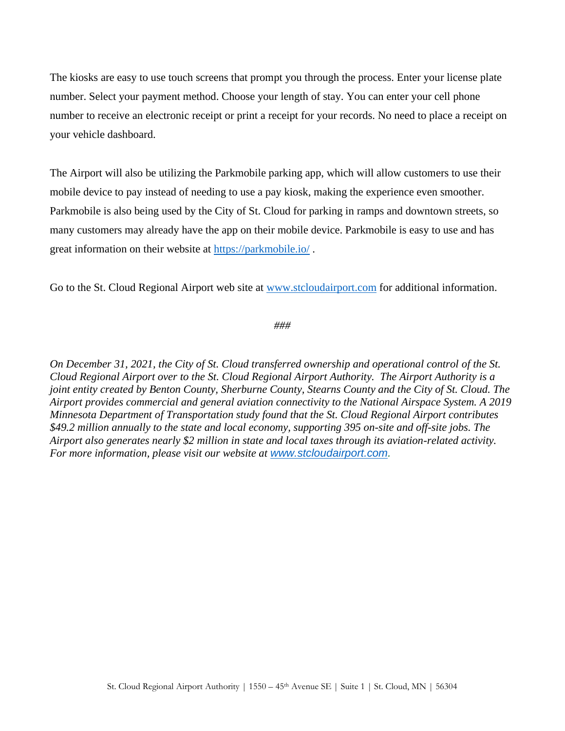The kiosks are easy to use touch screens that prompt you through the process. Enter your license plate number. Select your payment method. Choose your length of stay. You can enter your cell phone number to receive an electronic receipt or print a receipt for your records. No need to place a receipt on your vehicle dashboard.

The Airport will also be utilizing the Parkmobile parking app, which will allow customers to use their mobile device to pay instead of needing to use a pay kiosk, making the experience even smoother. Parkmobile is also being used by the City of St. Cloud for parking in ramps and downtown streets, so many customers may already have the app on their mobile device. Parkmobile is easy to use and has great information on their website at [https://parkmobile.io/](https://parkmobile.io/) .

Go to the St. Cloud Regional Airport web site at [www.stcloudairport.com](http://www.stcloudairport.com) for additional information.

*###*

*On December 31, 2021, the City of St. Cloud transferred ownership and operational control of the St. Cloud Regional Airport over to the St. Cloud Regional Airport Authority. The Airport Authority is a joint entity created by Benton County, Sherburne County, Stearns County and the City of St. Cloud. The Airport provides commercial and general aviation connectivity to the National Airspace System. A 2019 Minnesota Department of Transportation study found that the St. Cloud Regional Airport contributes $49.2 million annually to the state and local economy, supporting 395 on-site and off-site jobs. The Airport also generates nearly $2 million in state and local taxes through its aviation-related activity. For more information, please visit our website at [www.stcloudairport.com](http://www.stcloudairport.com).*

St. Cloud Regional Airport Authority | 1550 – 45th Avenue SE | Suite 1 | St. Cloud, MN | 56304